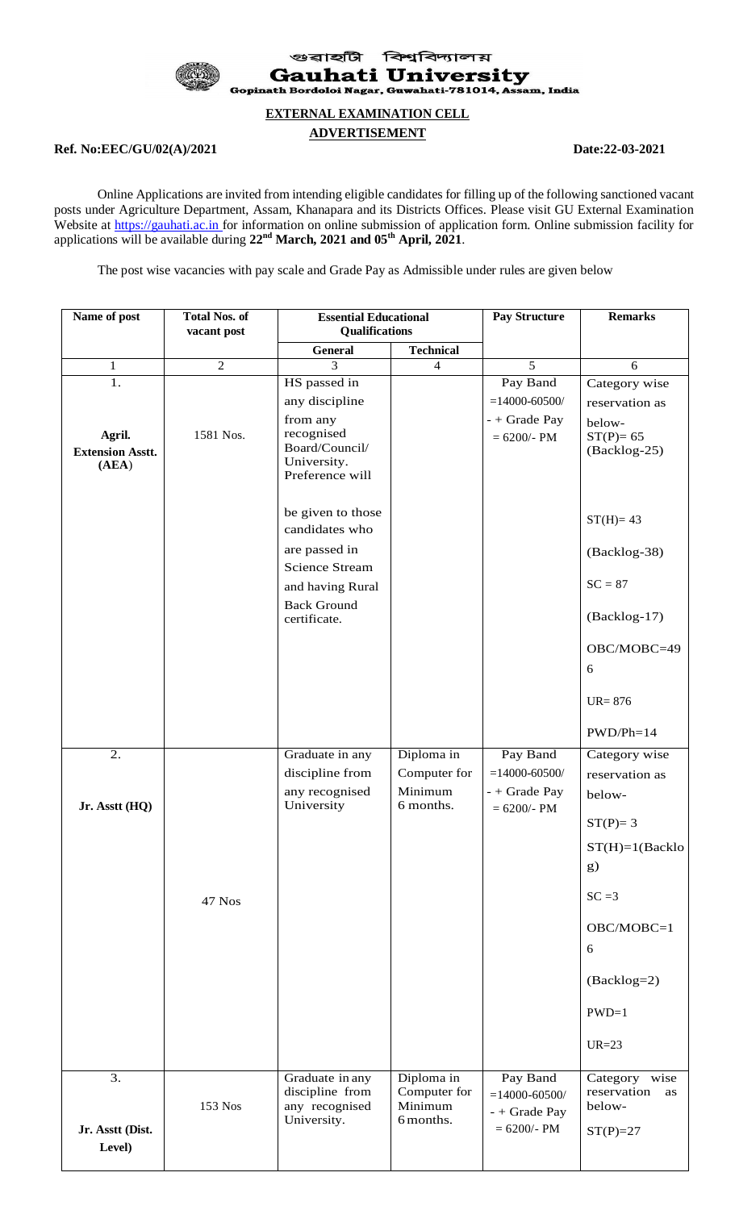গুৱাহাটী বিশ্ববিদ্যালয়

# Gauhati University

Gopinath Bordoloi Nagar, Guwahati-781014, Assam, India

## EXTERNAL EXAMINATION CELL

## ADVERTISEMENT

**Ref. No:EEC/GU/02(A)/2021** **Date:22-03-2021**

Online Applications are invited from intending eligible candidates for filling up of the following sanctioned vacant posts under Agriculture Department, Assam, Khanapara and its Districts Offices. Please visit GU External Examination Website at https://gauhati.ac.in for information on online submission of application form. Online submission facility for applications will be available during **22nd March, 2021 and 05th April, 2021**.

The post wise vacancies with pay scale and Grade Pay as Admissible under rules are given below

| Name of post | Total Nos. of vacant post | Essential Educational Qualifications | | Pay Structure | Remarks |
|---|---|---|---|---|---|
| | | **General** | **Technical** | | |
| 1 | 2 | 3 | 4 | 5 | 6 |
| 1. **Agril. Extension Asstt. (AEA)** | 1581 Nos. | HS passed in any discipline from any recognised Board/Council/ University. Preference will be given to those candidates who are passed in Science Stream and having Rural Back Ground certificate. | | Pay Band =14000-60500/ - + Grade Pay = 6200/- PM | Category wise reservation as below- ST(P)= 65 (Backlog-25) ST(H)= 43 (Backlog-38) SC = 87 (Backlog-17) OBC/MOBC=496 UR= 876 PWD/Ph=14 |
| 2. **Jr. Asstt (HQ)** | 47 Nos | Graduate in any discipline from any recognised University | Diploma in Computer for Minimum 6 months. | Pay Band =14000-60500/ - + Grade Pay = 6200/- PM | Category wise reservation as below- ST(P)= 3 ST(H)=1(Backlog) SC =3 OBC/MOBC=16 (Backlog=2) PWD=1 UR=23 |
| 3. **Jr. Asstt (Dist. Level)** | 153 Nos | Graduate in any discipline from any recognised University. | Diploma in Computer for Minimum 6 months. | Pay Band =14000-60500/ - + Grade Pay = 6200/- PM | Category wise reservation as below- ST(P)=27 |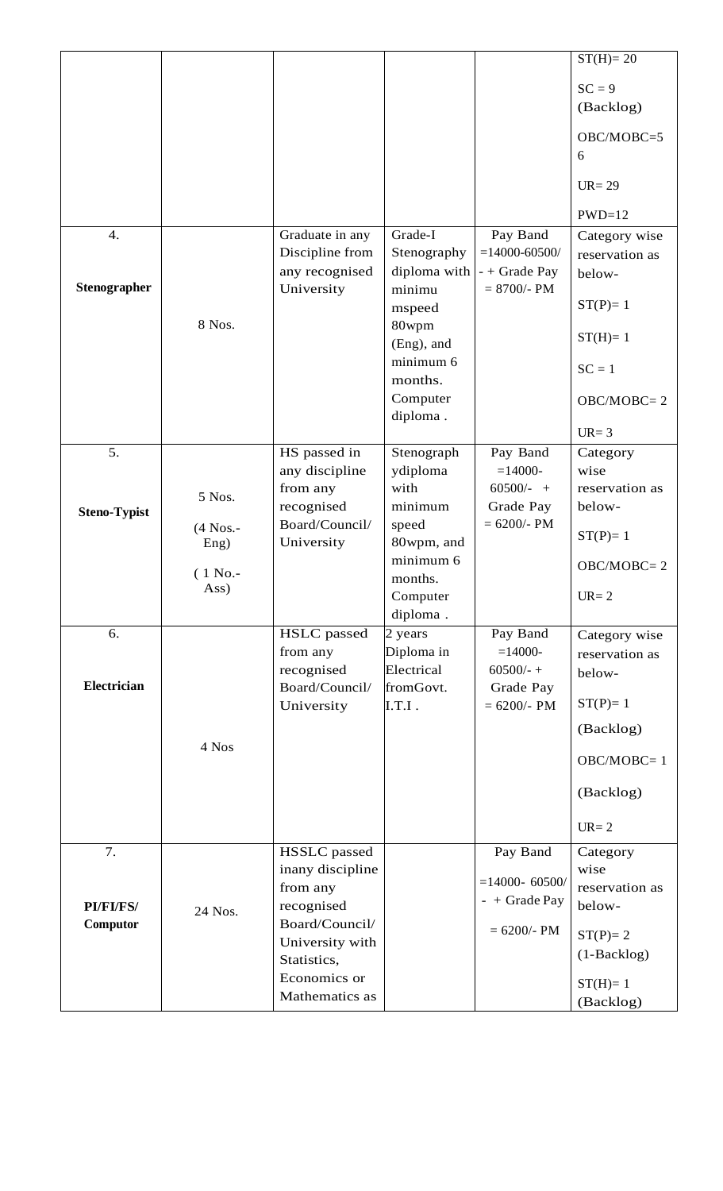| | | | | | ST(H)= 20<br>SC = 9 (Backlog)<br>OBC/MOBC=56<br>UR= 29<br>PWD=12 |
|---|---|---|---|---|---|
| 4.<br>**Stenographer** | 8 Nos. | Graduate in any Discipline from any recognised University | Grade-I Stenography diploma with minimu mspeed 80wpm (Eng), and minimum 6 months. Computer diploma . | Pay Band =14000-60500/- + Grade Pay = 8700/- PM | Category wise reservation as below-<br>ST(P)= 1<br>ST(H)= 1<br>SC = 1<br>OBC/MOBC= 2<br>UR= 3 |
| 5.<br>**Steno-Typist** | 5 Nos.<br>(4 Nos.- Eng)<br>( 1 No.- Ass) | HS passed in any discipline from any recognised Board/Council/ University | Stenograph ydiploma with minimum speed 80wpm, and minimum 6 months. Computer diploma . | Pay Band =14000- 60500/- + Grade Pay = 6200/- PM | Category wise reservation as below-<br>ST(P)= 1<br>OBC/MOBC= 2<br>UR= 2 |
| 6.<br>**Electrician** | 4 Nos | HSLC passed from any recognised Board/Council/ University | 2 years Diploma in Electrical fromGovt. I.T.I . | Pay Band =14000- 60500/- + Grade Pay = 6200/- PM | Category wise reservation as below-<br>ST(P)= 1<br>(Backlog)<br>OBC/MOBC= 1<br>(Backlog)<br>UR= 2 |
| 7.<br>**PI/FI/FS/ Computor** | 24 Nos. | HSSLC passed inany discipline from any recognised Board/Council/ University with Statistics, Economics or Mathematics as | | Pay Band =14000- 60500/- + Grade Pay = 6200/- PM | Category wise reservation as below-<br>ST(P)= 2 (1-Backlog)<br>ST(H)= 1 (Backlog) |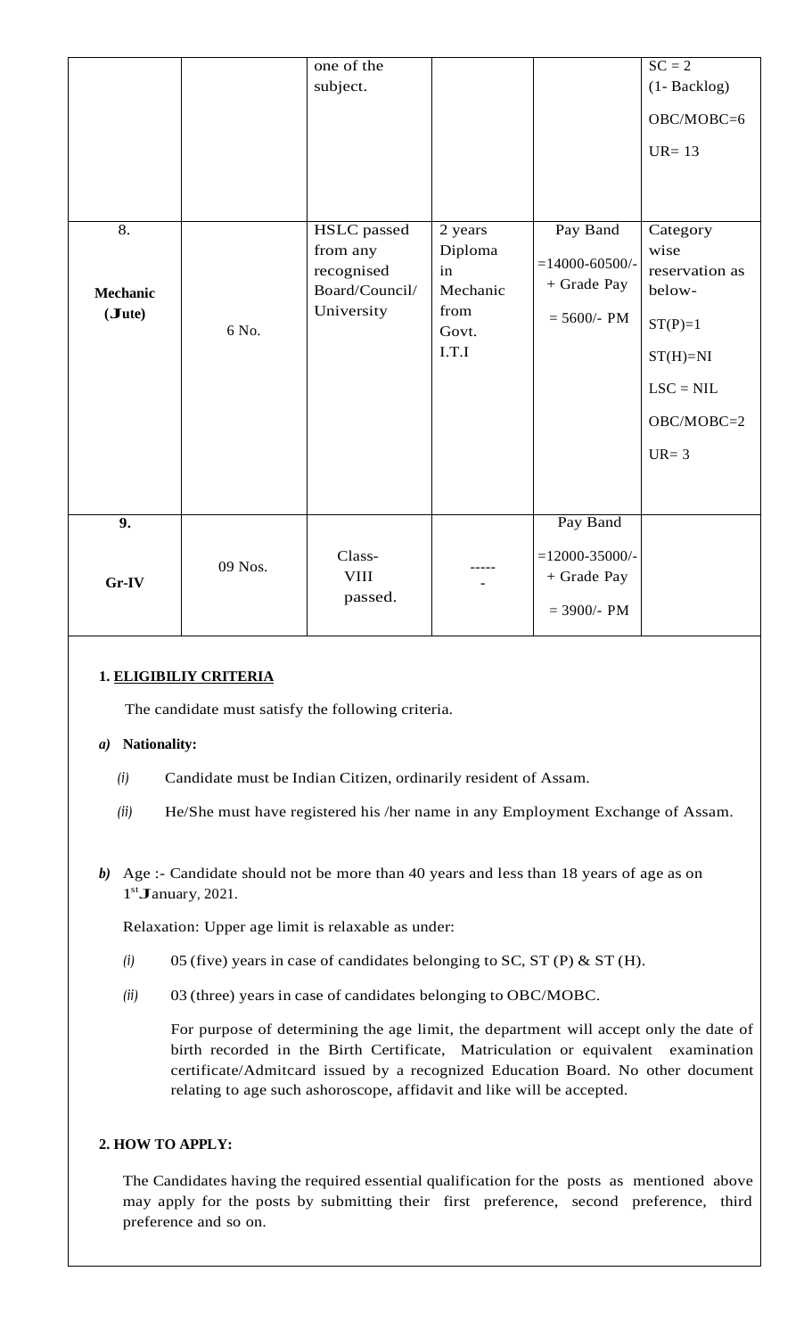|  |  | one of the subject. |  |  | SC = 2<br>(1- Backlog)<br>OBC/MOBC=6<br>UR= 13 |
|---|---|---|---|---|---|
| 8.<br>**Mechanic (Jute)** | 6 No. | HSLC passed from any recognised Board/Council/ University | 2 years Diploma in Mechanic from Govt. I.T.I | Pay Band =14000-60500/- + Grade Pay = 5600/- PM | Category wise reservation as below-<br>ST(P)=1<br>ST(H)=NI<br>LSC = NIL<br>OBC/MOBC=2<br>UR= 3 |
| **9.**<br>**Gr-IV** | 09 Nos. | Class-VIII passed. | ------ | Pay Band =12000-35000/- + Grade Pay = 3900/- PM |  |

**1. ELIGIBILIY CRITERIA**

The candidate must satisfy the following criteria.

***a)*** **Nationality:**

*(i)* Candidate must be Indian Citizen, ordinarily resident of Assam.

*(ii)* He/She must have registered his /her name in any Employment Exchange of Assam.

***b)*** Age :- Candidate should not be more than 40 years and less than 18 years of age as on 1st January, 2021.

Relaxation: Upper age limit is relaxable as under:

*(i)* 05 (five) years in case of candidates belonging to SC, ST (P) & ST (H).

*(ii)* 03 (three) years in case of candidates belonging to OBC/MOBC.

For purpose of determining the age limit, the department will accept only the date of birth recorded in the Birth Certificate, Matriculation or equivalent examination certificate/Admitcard issued by a recognized Education Board. No other document relating to age such ashoroscope, affidavit and like will be accepted.

**2. HOW TO APPLY:**

The Candidates having the required essential qualification for the posts as mentioned above may apply for the posts by submitting their first preference, second preference, third preference and so on.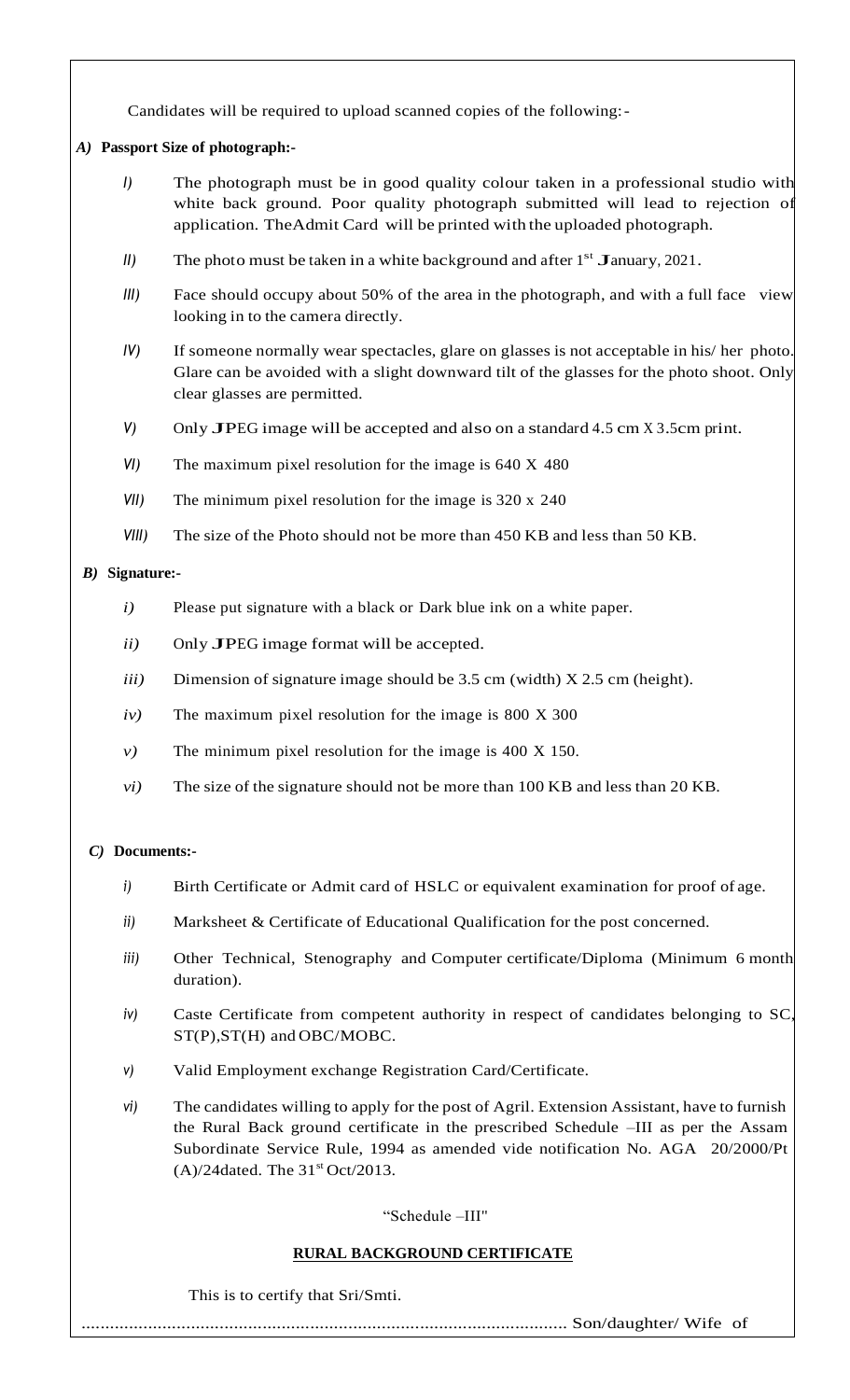Candidates will be required to upload scanned copies of the following:-

***A)* Passport Size of photograph:-**

*I)* The photograph must be in good quality colour taken in a professional studio with white back ground. Poor quality photograph submitted will lead to rejection of application. TheAdmit Card will be printed with the uploaded photograph.

*II)* The photo must be taken in a white background and after 1st January, 2021.

*III)* Face should occupy about 50% of the area in the photograph, and with a full face view looking in to the camera directly.

*IV)* If someone normally wear spectacles, glare on glasses is not acceptable in his/ her photo. Glare can be avoided with a slight downward tilt of the glasses for the photo shoot. Only clear glasses are permitted.

*V)* Only JPEG image will be accepted and also on a standard 4.5 cm X 3.5cm print.

*VI)* The maximum pixel resolution for the image is 640 X 480

*VII)* The minimum pixel resolution for the image is 320 x 240

*VIII)* The size of the Photo should not be more than 450 KB and less than 50 KB.

***B)* Signature:-**

*i)* Please put signature with a black or Dark blue ink on a white paper.

*ii)* Only JPEG image format will be accepted.

*iii)* Dimension of signature image should be 3.5 cm (width) X 2.5 cm (height).

*iv)* The maximum pixel resolution for the image is 800 X 300

*v)* The minimum pixel resolution for the image is 400 X 150.

*vi)* The size of the signature should not be more than 100 KB and less than 20 KB.

***C)* Documents:-**

*i)* Birth Certificate or Admit card of HSLC or equivalent examination for proof of age.

*ii)* Marksheet & Certificate of Educational Qualification for the post concerned.

*iii)* Other Technical, Stenography and Computer certificate/Diploma (Minimum 6 month duration).

*iv)* Caste Certificate from competent authority in respect of candidates belonging to SC, ST(P),ST(H) and OBC/MOBC.

*v)* Valid Employment exchange Registration Card/Certificate.

*vi)* The candidates willing to apply for the post of Agril. Extension Assistant, have to furnish the Rural Back ground certificate in the prescribed Schedule –III as per the Assam Subordinate Service Rule, 1994 as amended vide notification No. AGA 20/2000/Pt (A)/24dated. The 31st Oct/2013.

"Schedule –III"

**RURAL BACKGROUND CERTIFICATE**

This is to certify that Sri/Smti.

...................................................................................................... Son/daughter/ Wife of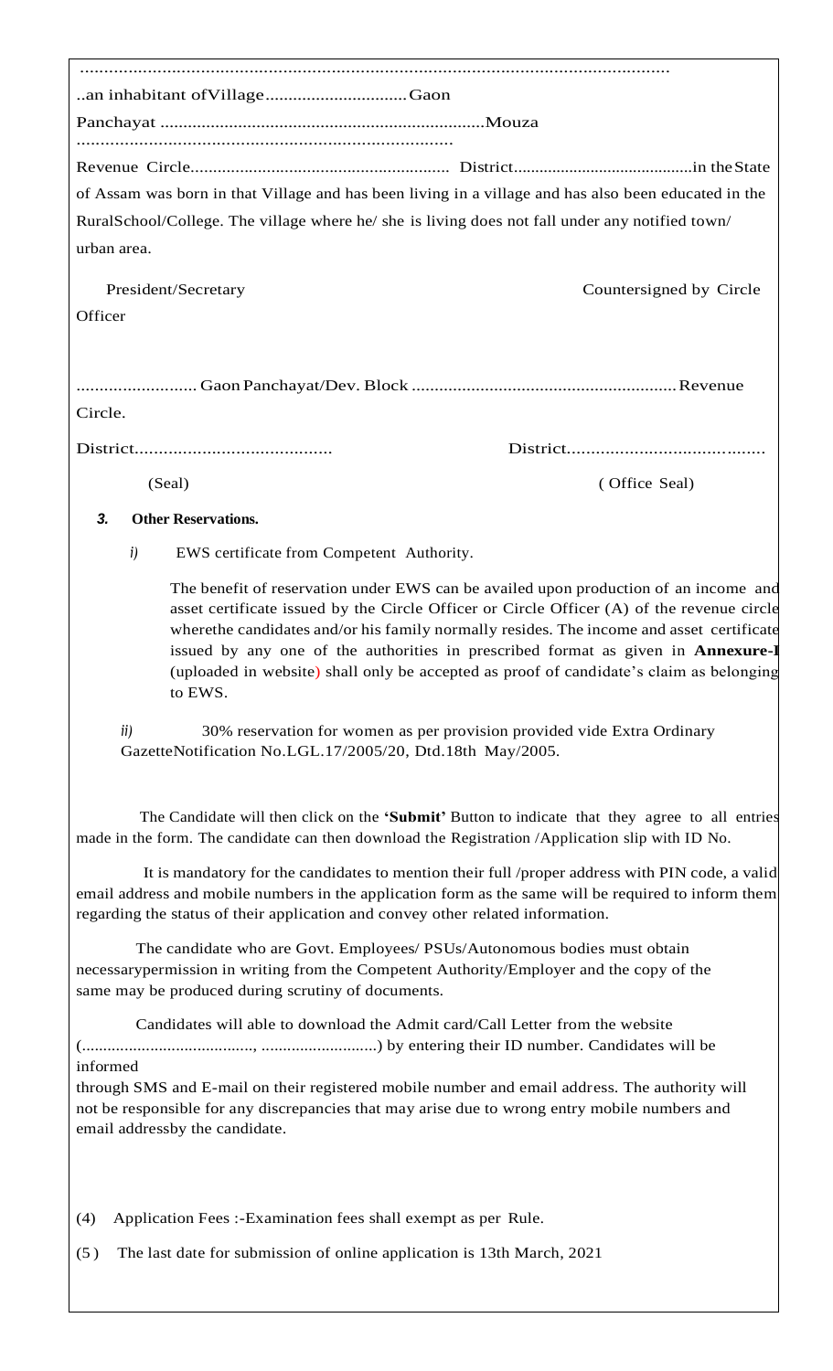..............................................................................................................................

..an inhabitant ofVillage...............................Gaon

Panchayat .......................................................................Mouza

..............................................................................

Revenue Circle......................................................... District..........................................in the State of Assam was born in that Village and has been living in a village and has also been educated in the RuralSchool/College. The village where he/ she is living does not fall under any notified town/ urban area.

President/Secretary                                                                                    Countersigned by Circle Officer

.......................... Gaon Panchayat/Dev. Block .......................................................... Revenue Circle.

District.........................................                                    District.........................................

(Seal)                                                                                                          ( Office Seal)

***3.*** **Other Reservations.**

*i)* EWS certificate from Competent Authority.

The benefit of reservation under EWS can be availed upon production of an income and asset certificate issued by the Circle Officer or Circle Officer (A) of the revenue circle wherethe candidates and/or his family normally resides. The income and asset certificate issued by any one of the authorities in prescribed format as given in **Annexure-I** (uploaded in website) shall only be accepted as proof of candidate's claim as belonging to EWS.

*ii)* 30% reservation for women as per provision provided vide Extra Ordinary GazetteNotification No.LGL.17/2005/20, Dtd.18th May/2005.

The Candidate will then click on the **'Submit'** Button to indicate that they agree to all entries made in the form. The candidate can then download the Registration /Application slip with ID No.

It is mandatory for the candidates to mention their full /proper address with PIN code, a valid email address and mobile numbers in the application form as the same will be required to inform them regarding the status of their application and convey other related information.

The candidate who are Govt. Employees/ PSUs/Autonomous bodies must obtain necessarypermission in writing from the Competent Authority/Employer and the copy of the same may be produced during scrutiny of documents.

Candidates will able to download the Admit card/Call Letter from the website (........................................, ...........................) by entering their ID number. Candidates will be informed through SMS and E-mail on their registered mobile number and email address. The authority will not be responsible for any discrepancies that may arise due to wrong entry mobile numbers and email addressby the candidate.

(4) Application Fees :-Examination fees shall exempt as per Rule.

(5 ) The last date for submission of online application is 13th March, 2021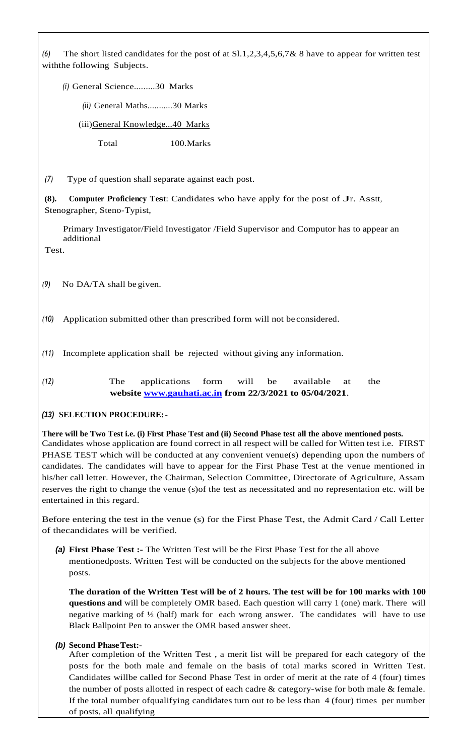*(6)* The short listed candidates for the post of at Sl.1,2,3,4,5,6,7& 8 have to appear for written test withthe following Subjects.

*(i)* General Science.........30 Marks

*(ii)* General Maths...........30 Marks

(iii)General Knowledge...40 Marks

Total 100.Marks

*(7)* Type of question shall separate against each post.

**(8). Computer Proficiency Test**: Candidates who have apply for the post of Jr. Asstt, Stenographer, Steno-Typist,

Primary Investigator/Field Investigator /Field Supervisor and Computor has to appear an additional Test.

*(9)* No DA/TA shall be given.

*(10)* Application submitted other than prescribed form will not be considered.

*(11)* Incomplete application shall be rejected without giving any information.

*(12)* The applications form will be available at the **website [www.gauhati.ac.in](http://www.gauhati.ac.in) from 22/3/2021 to 05/04/2021**.

***(13)* SELECTION PROCEDURE:-**

**There will be Two Test i.e. (i) First Phase Test and (ii) Second Phase test all the above mentioned posts.** Candidates whose application are found correct in all respect will be called for Witten test i.e. FIRST PHASE TEST which will be conducted at any convenient venue(s) depending upon the numbers of candidates. The candidates will have to appear for the First Phase Test at the venue mentioned in his/her call letter. However, the Chairman, Selection Committee, Directorate of Agriculture, Assam reserves the right to change the venue (s)of the test as necessitated and no representation etc. will be entertained in this regard.

Before entering the test in the venue (s) for the First Phase Test, the Admit Card / Call Letter of thecandidates will be verified.

***(a)* First Phase Test :-** The Written Test will be the First Phase Test for the all above mentionedposts. Written Test will be conducted on the subjects for the above mentioned posts.

**The duration of the Written Test will be of 2 hours. The test will be for 100 marks with 100 questions and** will be completely OMR based. Each question will carry 1 (one) mark. There will negative marking of ½ (half) mark for each wrong answer. The candidates will have to use Black Ballpoint Pen to answer the OMR based answer sheet.

***(b)* Second Phase Test:-**

After completion of the Written Test , a merit list will be prepared for each category of the posts for the both male and female on the basis of total marks scored in Written Test. Candidates willbe called for Second Phase Test in order of merit at the rate of 4 (four) times the number of posts allotted in respect of each cadre & category-wise for both male & female. If the total number ofqualifying candidates turn out to be less than 4 (four) times per number of posts, all qualifying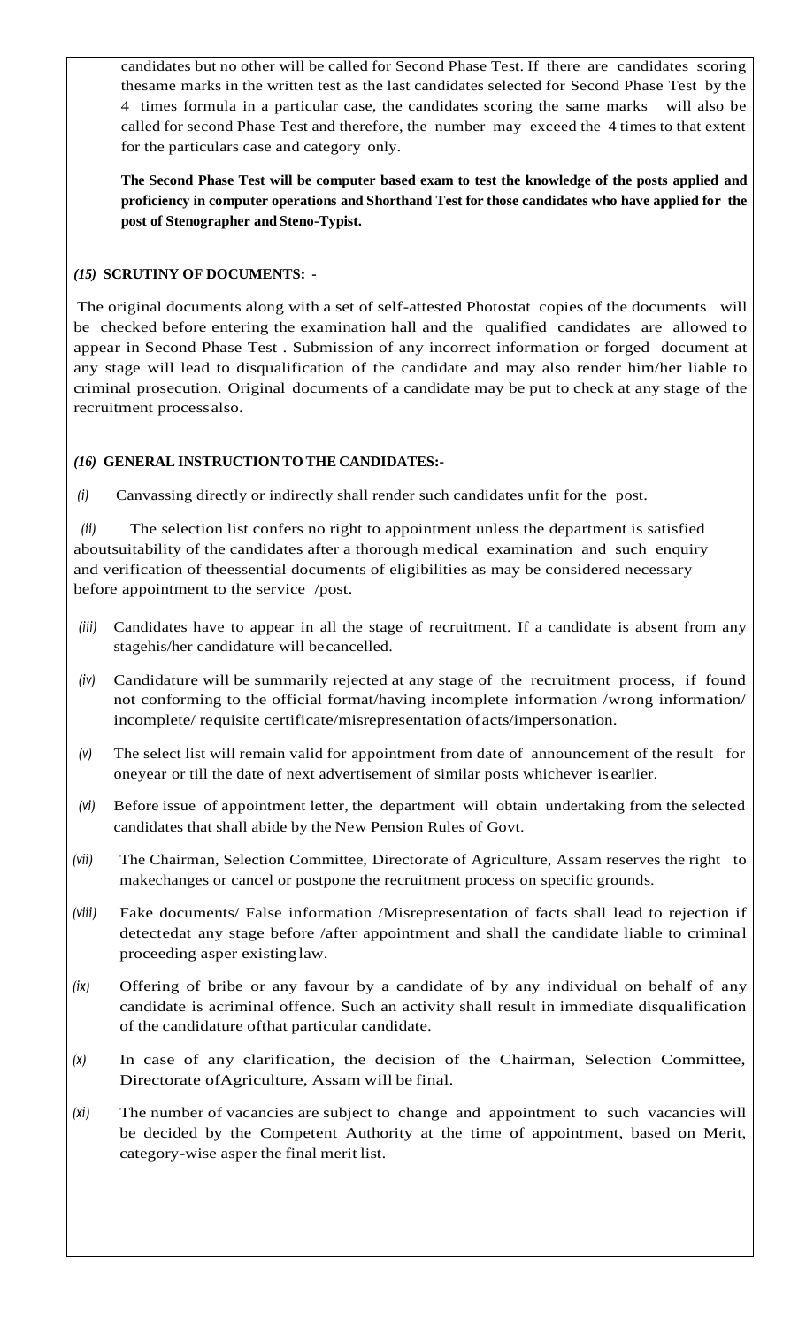candidates but no other will be called for Second Phase Test. If there are candidates scoring thesame marks in the written test as the last candidates selected for Second Phase Test by the 4 times formula in a particular case, the candidates scoring the same marks will also be called for second Phase Test and therefore, the number may exceed the 4 times to that extent for the particulars case and category only.

**The Second Phase Test will be computer based exam to test the knowledge of the posts applied and proficiency in computer operations and Shorthand Test for those candidates who have applied for the post of Stenographer and Steno-Typist.**

***(15)* SCRUTINY OF DOCUMENTS: -**

The original documents along with a set of self-attested Photostat copies of the documents will be checked before entering the examination hall and the qualified candidates are allowed to appear in Second Phase Test . Submission of any incorrect information or forged document at any stage will lead to disqualification of the candidate and may also render him/her liable to criminal prosecution. Original documents of a candidate may be put to check at any stage of the recruitment processalso.

***(16)* GENERAL INSTRUCTION TO THE CANDIDATES:-**

*(i)* Canvassing directly or indirectly shall render such candidates unfit for the post.

*(ii)* The selection list confers no right to appointment unless the department is satisfied aboutsuitability of the candidates after a thorough medical examination and such enquiry and verification of theessential documents of eligibilities as may be considered necessary before appointment to the service /post.

*(iii)* Candidates have to appear in all the stage of recruitment. If a candidate is absent from any stagehis/her candidature will becancelled.

*(iv)* Candidature will be summarily rejected at any stage of the recruitment process, if found not conforming to the official format/having incomplete information /wrong information/ incomplete/ requisite certificate/misrepresentation ofacts/impersonation.

*(v)* The select list will remain valid for appointment from date of announcement of the result for oneyear or till the date of next advertisement of similar posts whichever isearlier.

*(vi)* Before issue of appointment letter, the department will obtain undertaking from the selected candidates that shall abide by the New Pension Rules of Govt.

*(vii)* The Chairman, Selection Committee, Directorate of Agriculture, Assam reserves the right to makechanges or cancel or postpone the recruitment process on specific grounds.

*(viii)* Fake documents/ False information /Misrepresentation of facts shall lead to rejection if detectedat any stage before /after appointment and shall the candidate liable to criminal proceeding asper existinglaw.

*(ix)* Offering of bribe or any favour by a candidate of by any individual on behalf of any candidate is acriminal offence. Such an activity shall result in immediate disqualification of the candidature ofthat particular candidate.

*(x)* In case of any clarification, the decision of the Chairman, Selection Committee, Directorate ofAgriculture, Assam will be final.

*(xi)* The number of vacancies are subject to change and appointment to such vacancies will be decided by the Competent Authority at the time of appointment, based on Merit, category-wise asper the final merit list.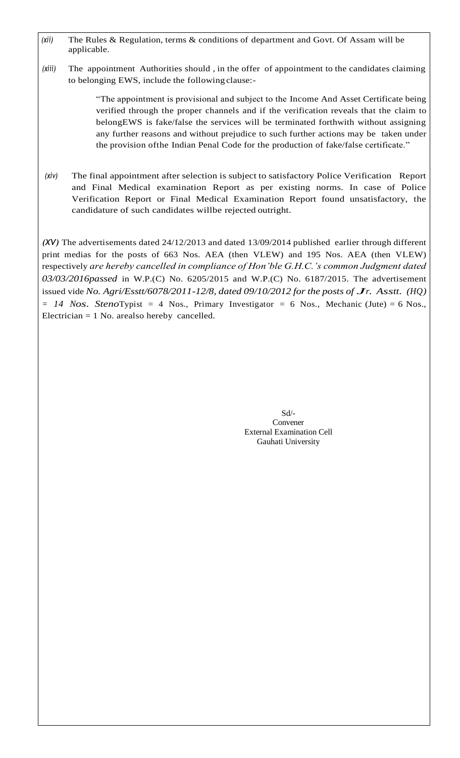*(xii)* The Rules & Regulation, terms & conditions of department and Govt. Of Assam will be applicable.

*(xiii)* The appointment Authorities should , in the offer of appointment to the candidates claiming to belonging EWS, include the following clause:-

> "The appointment is provisional and subject to the Income And Asset Certificate being verified through the proper channels and if the verification reveals that the claim to belongEWS is fake/false the services will be terminated forthwith without assigning any further reasons and without prejudice to such further actions may be taken under the provision ofthe Indian Penal Code for the production of fake/false certificate."

*(xiv)* The final appointment after selection is subject to satisfactory Police Verification Report and Final Medical examination Report as per existing norms. In case of Police Verification Report or Final Medical Examination Report found unsatisfactory, the candidature of such candidates willbe rejected outright.

*(XV)* The advertisements dated 24/12/2013 and dated 13/09/2014 published earlier through different print medias for the posts of 663 Nos. AEA (then VLEW) and 195 Nos. AEA (then VLEW) respectively *are hereby cancelled in compliance of Hon'ble G.H.C.'s common Judgment dated 03/03/2016passed* in W.P.(C) No. 6205/2015 and W.P.(C) No. 6187/2015. The advertisement issued vide *No. Agri/Esstt/6078/2011-12/8, dated 09/10/2012 for the posts of Jr. Asstt. (HQ) = 14 Nos. Steno*Typist = 4 Nos., Primary Investigator = 6 Nos., Mechanic (Jute) = 6 Nos., Electrician = 1 No. arealso hereby cancelled.

Sd/-
Convener
External Examination Cell
Gauhati University